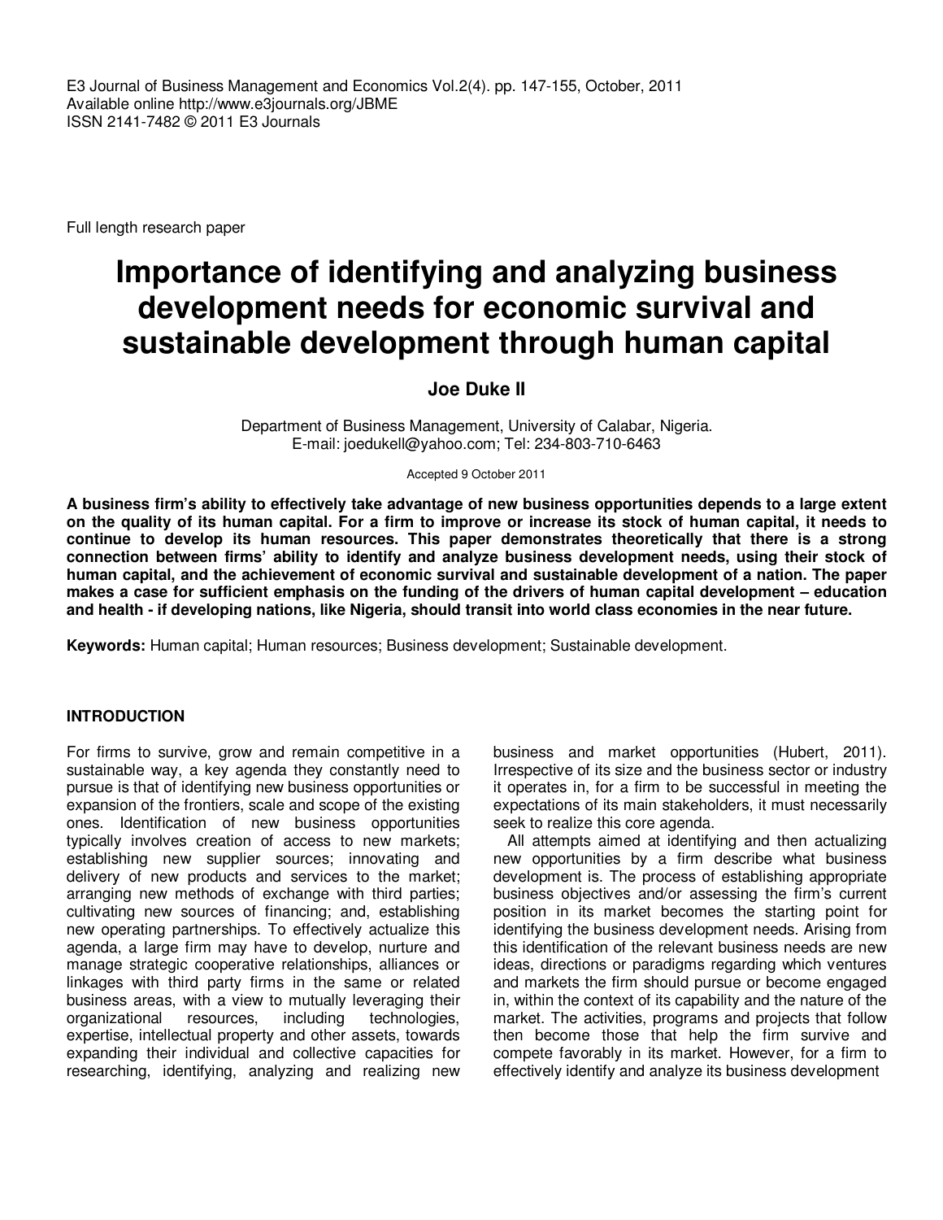Full length research paper

# Importance of identifying and analyzing business development needs for economic survival and sustainable development through human capital

**Joe Duke II**

Department of Business Management, University of Calabar, Nigeria.
E-mail: joedukell@yahoo.com; Tel: 234-803-710-6463

Accepted 9 October 2011

**A business firm's ability to effectively take advantage of new business opportunities depends to a large extent on the quality of its human capital. For a firm to improve or increase its stock of human capital, it needs to continue to develop its human resources. This paper demonstrates theoretically that there is a strong connection between firms' ability to identify and analyze business development needs, using their stock of human capital, and the achievement of economic survival and sustainable development of a nation. The paper makes a case for sufficient emphasis on the funding of the drivers of human capital development – education and health - if developing nations, like Nigeria, should transit into world class economies in the near future.**

**Keywords:** Human capital; Human resources; Business development; Sustainable development.

## INTRODUCTION

For firms to survive, grow and remain competitive in a sustainable way, a key agenda they constantly need to pursue is that of identifying new business opportunities or expansion of the frontiers, scale and scope of the existing ones. Identification of new business opportunities typically involves creation of access to new markets; establishing new supplier sources; innovating and delivery of new products and services to the market; arranging new methods of exchange with third parties; cultivating new sources of financing; and, establishing new operating partnerships. To effectively actualize this agenda, a large firm may have to develop, nurture and manage strategic cooperative relationships, alliances or linkages with third party firms in the same or related business areas, with a view to mutually leveraging their organizational resources, including technologies, expertise, intellectual property and other assets, towards expanding their individual and collective capacities for researching, identifying, analyzing and realizing new business and market opportunities (Hubert, 2011). Irrespective of its size and the business sector or industry it operates in, for a firm to be successful in meeting the expectations of its main stakeholders, it must necessarily seek to realize this core agenda.

All attempts aimed at identifying and then actualizing new opportunities by a firm describe what business development is. The process of establishing appropriate business objectives and/or assessing the firm's current position in its market becomes the starting point for identifying the business development needs. Arising from this identification of the relevant business needs are new ideas, directions or paradigms regarding which ventures and markets the firm should pursue or become engaged in, within the context of its capability and the nature of the market. The activities, programs and projects that follow then become those that help the firm survive and compete favorably in its market. However, for a firm to effectively identify and analyze its business development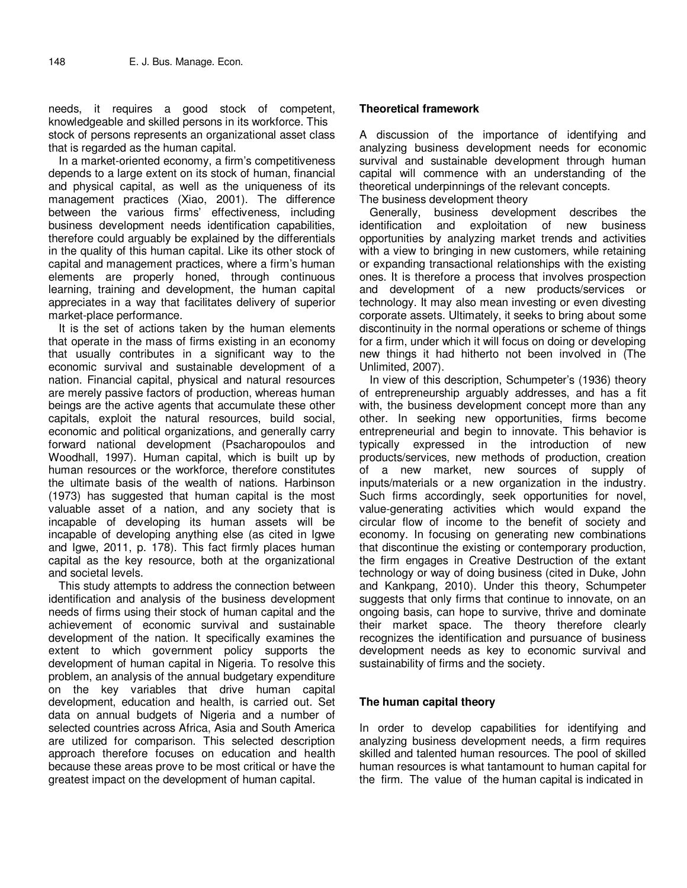needs, it requires a good stock of competent, knowledgeable and skilled persons in its workforce. This stock of persons represents an organizational asset class that is regarded as the human capital.

In a market-oriented economy, a firm's competitiveness depends to a large extent on its stock of human, financial and physical capital, as well as the uniqueness of its management practices (Xiao, 2001). The difference between the various firms' effectiveness, including business development needs identification capabilities, therefore could arguably be explained by the differentials in the quality of this human capital. Like its other stock of capital and management practices, where a firm's human elements are properly honed, through continuous learning, training and development, the human capital appreciates in a way that facilitates delivery of superior market-place performance.

It is the set of actions taken by the human elements that operate in the mass of firms existing in an economy that usually contributes in a significant way to the economic survival and sustainable development of a nation. Financial capital, physical and natural resources are merely passive factors of production, whereas human beings are the active agents that accumulate these other capitals, exploit the natural resources, build social, economic and political organizations, and generally carry forward national development (Psacharopoulos and Woodhall, 1997). Human capital, which is built up by human resources or the workforce, therefore constitutes the ultimate basis of the wealth of nations. Harbinson (1973) has suggested that human capital is the most valuable asset of a nation, and any society that is incapable of developing its human assets will be incapable of developing anything else (as cited in Igwe and Igwe, 2011, p. 178). This fact firmly places human capital as the key resource, both at the organizational and societal levels.

This study attempts to address the connection between identification and analysis of the business development needs of firms using their stock of human capital and the achievement of economic survival and sustainable development of the nation. It specifically examines the extent to which government policy supports the development of human capital in Nigeria. To resolve this problem, an analysis of the annual budgetary expenditure on the key variables that drive human capital development, education and health, is carried out. Set data on annual budgets of Nigeria and a number of selected countries across Africa, Asia and South America are utilized for comparison. This selected description approach therefore focuses on education and health because these areas prove to be most critical or have the greatest impact on the development of human capital.

## Theoretical framework

A discussion of the importance of identifying and analyzing business development needs for economic survival and sustainable development through human capital will commence with an understanding of the theoretical underpinnings of the relevant concepts.

The business development theory

Generally, business development describes the identification and exploitation of new business opportunities by analyzing market trends and activities with a view to bringing in new customers, while retaining or expanding transactional relationships with the existing ones. It is therefore a process that involves prospection and development of a new products/services or technology. It may also mean investing or even divesting corporate assets. Ultimately, it seeks to bring about some discontinuity in the normal operations or scheme of things for a firm, under which it will focus on doing or developing new things it had hitherto not been involved in (The Unlimited, 2007).

In view of this description, Schumpeter's (1936) theory of entrepreneurship arguably addresses, and has a fit with, the business development concept more than any other. In seeking new opportunities, firms become entrepreneurial and begin to innovate. This behavior is typically expressed in the introduction of new products/services, new methods of production, creation of a new market, new sources of supply of inputs/materials or a new organization in the industry. Such firms accordingly, seek opportunities for novel, value-generating activities which would expand the circular flow of income to the benefit of society and economy. In focusing on generating new combinations that discontinue the existing or contemporary production, the firm engages in Creative Destruction of the extant technology or way of doing business (cited in Duke, John and Kankpang, 2010). Under this theory, Schumpeter suggests that only firms that continue to innovate, on an ongoing basis, can hope to survive, thrive and dominate their market space. The theory therefore clearly recognizes the identification and pursuance of business development needs as key to economic survival and sustainability of firms and the society.

## The human capital theory

In order to develop capabilities for identifying and analyzing business development needs, a firm requires skilled and talented human resources. The pool of skilled human resources is what tantamount to human capital for the firm. The value of the human capital is indicated in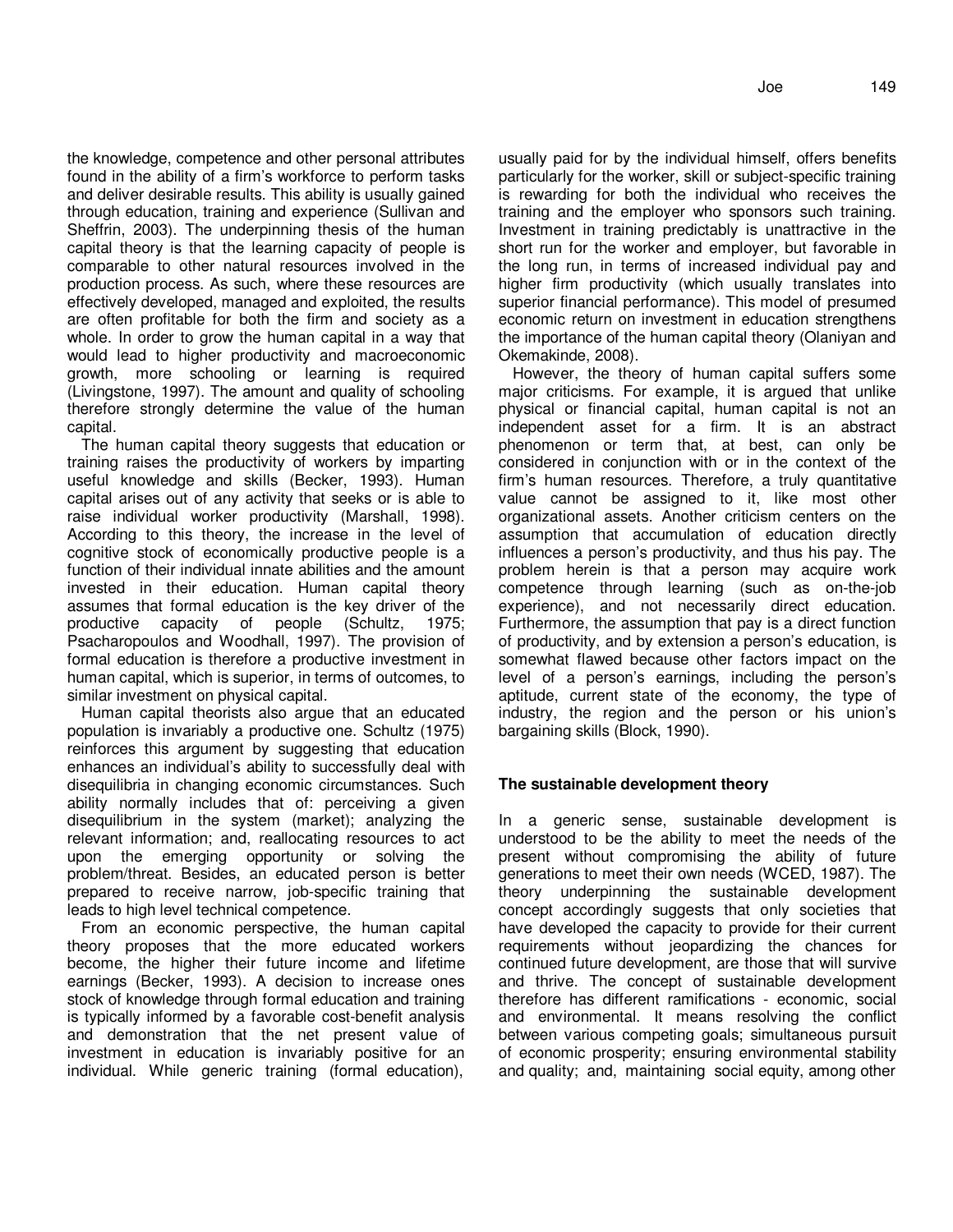the knowledge, competence and other personal attributes found in the ability of a firm's workforce to perform tasks and deliver desirable results. This ability is usually gained through education, training and experience (Sullivan and Sheffrin, 2003). The underpinning thesis of the human capital theory is that the learning capacity of people is comparable to other natural resources involved in the production process. As such, where these resources are effectively developed, managed and exploited, the results are often profitable for both the firm and society as a whole. In order to grow the human capital in a way that would lead to higher productivity and macroeconomic growth, more schooling or learning is required (Livingstone, 1997). The amount and quality of schooling therefore strongly determine the value of the human capital.

The human capital theory suggests that education or training raises the productivity of workers by imparting useful knowledge and skills (Becker, 1993). Human capital arises out of any activity that seeks or is able to raise individual worker productivity (Marshall, 1998). According to this theory, the increase in the level of cognitive stock of economically productive people is a function of their individual innate abilities and the amount invested in their education. Human capital theory assumes that formal education is the key driver of the productive capacity of people (Schultz, 1975; Psacharopoulos and Woodhall, 1997). The provision of formal education is therefore a productive investment in human capital, which is superior, in terms of outcomes, to similar investment on physical capital.

Human capital theorists also argue that an educated population is invariably a productive one. Schultz (1975) reinforces this argument by suggesting that education enhances an individual's ability to successfully deal with disequilibria in changing economic circumstances. Such ability normally includes that of: perceiving a given disequilibrium in the system (market); analyzing the relevant information; and, reallocating resources to act upon the emerging opportunity or solving the problem/threat. Besides, an educated person is better prepared to receive narrow, job-specific training that leads to high level technical competence.

From an economic perspective, the human capital theory proposes that the more educated workers become, the higher their future income and lifetime earnings (Becker, 1993). A decision to increase ones stock of knowledge through formal education and training is typically informed by a favorable cost-benefit analysis and demonstration that the net present value of investment in education is invariably positive for an individual. While generic training (formal education), usually paid for by the individual himself, offers benefits particularly for the worker, skill or subject-specific training is rewarding for both the individual who receives the training and the employer who sponsors such training. Investment in training predictably is unattractive in the short run for the worker and employer, but favorable in the long run, in terms of increased individual pay and higher firm productivity (which usually translates into superior financial performance). This model of presumed economic return on investment in education strengthens the importance of the human capital theory (Olaniyan and Okemakinde, 2008).

However, the theory of human capital suffers some major criticisms. For example, it is argued that unlike physical or financial capital, human capital is not an independent asset for a firm. It is an abstract phenomenon or term that, at best, can only be considered in conjunction with or in the context of the firm's human resources. Therefore, a truly quantitative value cannot be assigned to it, like most other organizational assets. Another criticism centers on the assumption that accumulation of education directly influences a person's productivity, and thus his pay. The problem herein is that a person may acquire work competence through learning (such as on-the-job experience), and not necessarily direct education. Furthermore, the assumption that pay is a direct function of productivity, and by extension a person's education, is somewhat flawed because other factors impact on the level of a person's earnings, including the person's aptitude, current state of the economy, the type of industry, the region and the person or his union's bargaining skills (Block, 1990).

### The sustainable development theory

In a generic sense, sustainable development is understood to be the ability to meet the needs of the present without compromising the ability of future generations to meet their own needs (WCED, 1987). The theory underpinning the sustainable development concept accordingly suggests that only societies that have developed the capacity to provide for their current requirements without jeopardizing the chances for continued future development, are those that will survive and thrive. The concept of sustainable development therefore has different ramifications - economic, social and environmental. It means resolving the conflict between various competing goals; simultaneous pursuit of economic prosperity; ensuring environmental stability and quality; and, maintaining social equity, among other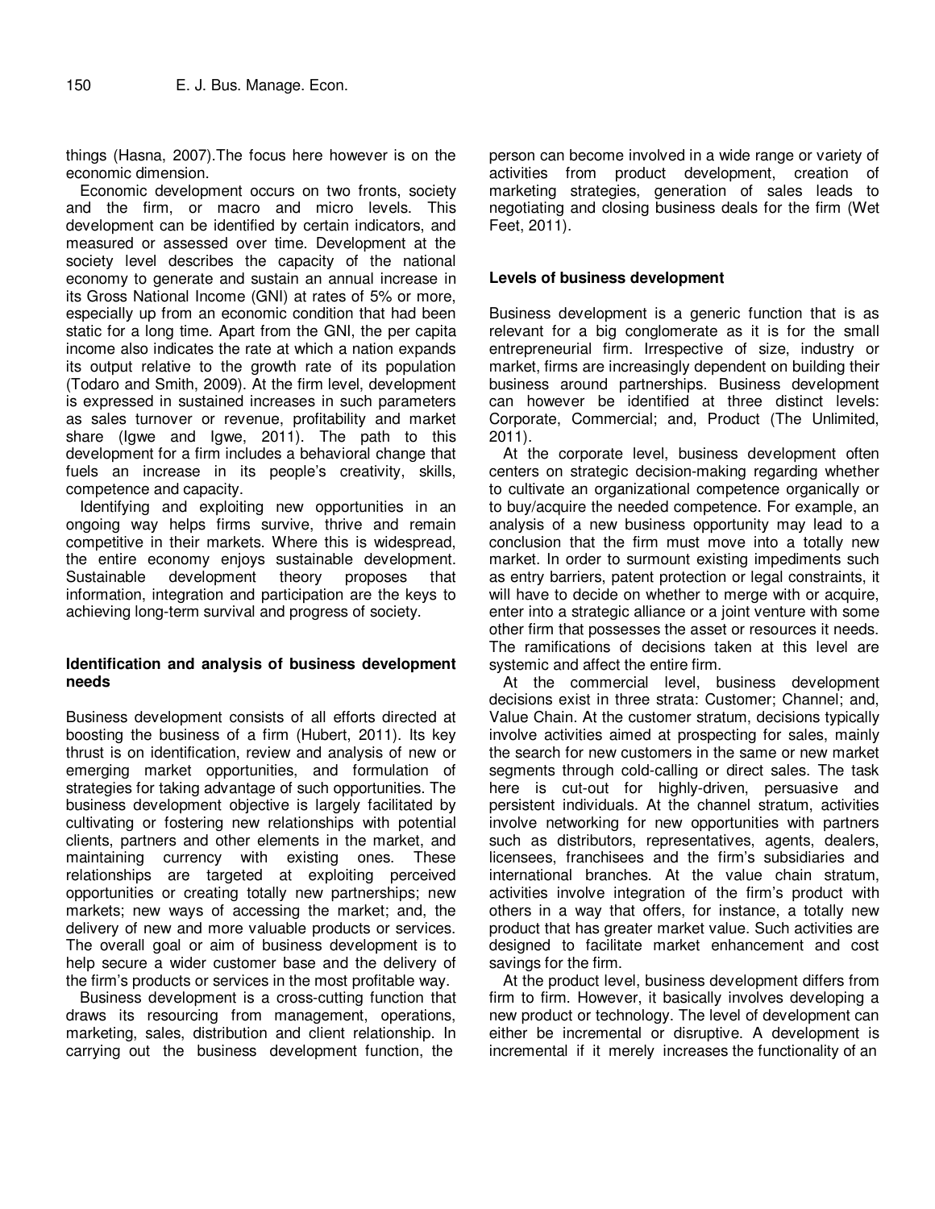things (Hasna, 2007).The focus here however is on the economic dimension.

Economic development occurs on two fronts, society and the firm, or macro and micro levels. This development can be identified by certain indicators, and measured or assessed over time. Development at the society level describes the capacity of the national economy to generate and sustain an annual increase in its Gross National Income (GNI) at rates of 5% or more, especially up from an economic condition that had been static for a long time. Apart from the GNI, the per capita income also indicates the rate at which a nation expands its output relative to the growth rate of its population (Todaro and Smith, 2009). At the firm level, development is expressed in sustained increases in such parameters as sales turnover or revenue, profitability and market share (Igwe and Igwe, 2011). The path to this development for a firm includes a behavioral change that fuels an increase in its people's creativity, skills, competence and capacity.

Identifying and exploiting new opportunities in an ongoing way helps firms survive, thrive and remain competitive in their markets. Where this is widespread, the entire economy enjoys sustainable development. Sustainable development theory proposes that information, integration and participation are the keys to achieving long-term survival and progress of society.

### Identification and analysis of business development needs

Business development consists of all efforts directed at boosting the business of a firm (Hubert, 2011). Its key thrust is on identification, review and analysis of new or emerging market opportunities, and formulation of strategies for taking advantage of such opportunities. The business development objective is largely facilitated by cultivating or fostering new relationships with potential clients, partners and other elements in the market, and maintaining currency with existing ones. These relationships are targeted at exploiting perceived opportunities or creating totally new partnerships; new markets; new ways of accessing the market; and, the delivery of new and more valuable products or services. The overall goal or aim of business development is to help secure a wider customer base and the delivery of the firm's products or services in the most profitable way.

Business development is a cross-cutting function that draws its resourcing from management, operations, marketing, sales, distribution and client relationship. In carrying out the business development function, the person can become involved in a wide range or variety of activities from product development, creation of marketing strategies, generation of sales leads to negotiating and closing business deals for the firm (Wet Feet, 2011).

### Levels of business development

Business development is a generic function that is as relevant for a big conglomerate as it is for the small entrepreneurial firm. Irrespective of size, industry or market, firms are increasingly dependent on building their business around partnerships. Business development can however be identified at three distinct levels: Corporate, Commercial; and, Product (The Unlimited, 2011).

At the corporate level, business development often centers on strategic decision-making regarding whether to cultivate an organizational competence organically or to buy/acquire the needed competence. For example, an analysis of a new business opportunity may lead to a conclusion that the firm must move into a totally new market. In order to surmount existing impediments such as entry barriers, patent protection or legal constraints, it will have to decide on whether to merge with or acquire, enter into a strategic alliance or a joint venture with some other firm that possesses the asset or resources it needs. The ramifications of decisions taken at this level are systemic and affect the entire firm.

At the commercial level, business development decisions exist in three strata: Customer; Channel; and, Value Chain. At the customer stratum, decisions typically involve activities aimed at prospecting for sales, mainly the search for new customers in the same or new market segments through cold-calling or direct sales. The task here is cut-out for highly-driven, persuasive and persistent individuals. At the channel stratum, activities involve networking for new opportunities with partners such as distributors, representatives, agents, dealers, licensees, franchisees and the firm's subsidiaries and international branches. At the value chain stratum, activities involve integration of the firm's product with others in a way that offers, for instance, a totally new product that has greater market value. Such activities are designed to facilitate market enhancement and cost savings for the firm.

At the product level, business development differs from firm to firm. However, it basically involves developing a new product or technology. The level of development can either be incremental or disruptive. A development is incremental if it merely increases the functionality of an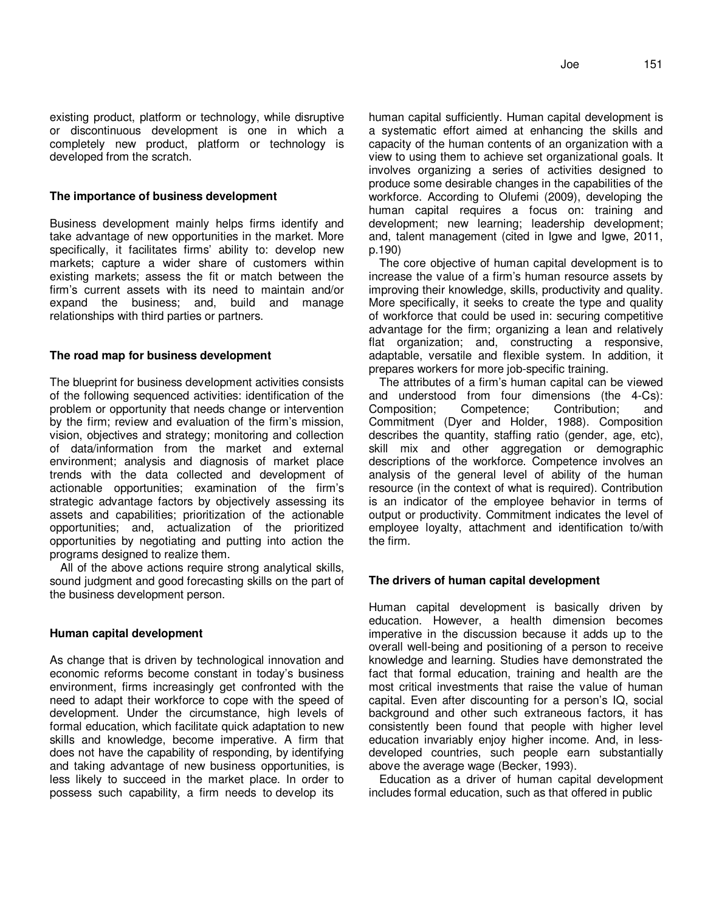existing product, platform or technology, while disruptive or discontinuous development is one in which a completely new product, platform or technology is developed from the scratch.

### The importance of business development

Business development mainly helps firms identify and take advantage of new opportunities in the market. More specifically, it facilitates firms' ability to: develop new markets; capture a wider share of customers within existing markets; assess the fit or match between the firm's current assets with its need to maintain and/or expand the business; and, build and manage relationships with third parties or partners.

### The road map for business development

The blueprint for business development activities consists of the following sequenced activities: identification of the problem or opportunity that needs change or intervention by the firm; review and evaluation of the firm's mission, vision, objectives and strategy; monitoring and collection of data/information from the market and external environment; analysis and diagnosis of market place trends with the data collected and development of actionable opportunities; examination of the firm's strategic advantage factors by objectively assessing its assets and capabilities; prioritization of the actionable opportunities; and, actualization of the prioritized opportunities by negotiating and putting into action the programs designed to realize them.

All of the above actions require strong analytical skills, sound judgment and good forecasting skills on the part of the business development person.

### Human capital development

As change that is driven by technological innovation and economic reforms become constant in today's business environment, firms increasingly get confronted with the need to adapt their workforce to cope with the speed of development. Under the circumstance, high levels of formal education, which facilitate quick adaptation to new skills and knowledge, become imperative. A firm that does not have the capability of responding, by identifying and taking advantage of new business opportunities, is less likely to succeed in the market place. In order to possess such capability, a firm needs to develop its human capital sufficiently. Human capital development is a systematic effort aimed at enhancing the skills and capacity of the human contents of an organization with a view to using them to achieve set organizational goals. It involves organizing a series of activities designed to produce some desirable changes in the capabilities of the workforce. According to Olufemi (2009), developing the human capital requires a focus on: training and development; new learning; leadership development; and, talent management (cited in Igwe and Igwe, 2011, p.190)

The core objective of human capital development is to increase the value of a firm's human resource assets by improving their knowledge, skills, productivity and quality. More specifically, it seeks to create the type and quality of workforce that could be used in: securing competitive advantage for the firm; organizing a lean and relatively flat organization; and, constructing a responsive, adaptable, versatile and flexible system. In addition, it prepares workers for more job-specific training.

The attributes of a firm's human capital can be viewed and understood from four dimensions (the 4-Cs): Composition; Competence; Contribution; and Commitment (Dyer and Holder, 1988). Composition describes the quantity, staffing ratio (gender, age, etc), skill mix and other aggregation or demographic descriptions of the workforce. Competence involves an analysis of the general level of ability of the human resource (in the context of what is required). Contribution is an indicator of the employee behavior in terms of output or productivity. Commitment indicates the level of employee loyalty, attachment and identification to/with the firm.

### The drivers of human capital development

Human capital development is basically driven by education. However, a health dimension becomes imperative in the discussion because it adds up to the overall well-being and positioning of a person to receive knowledge and learning. Studies have demonstrated the fact that formal education, training and health are the most critical investments that raise the value of human capital. Even after discounting for a person's IQ, social background and other such extraneous factors, it has consistently been found that people with higher level education invariably enjoy higher income. And, in less-developed countries, such people earn substantially above the average wage (Becker, 1993).

Education as a driver of human capital development includes formal education, such as that offered in public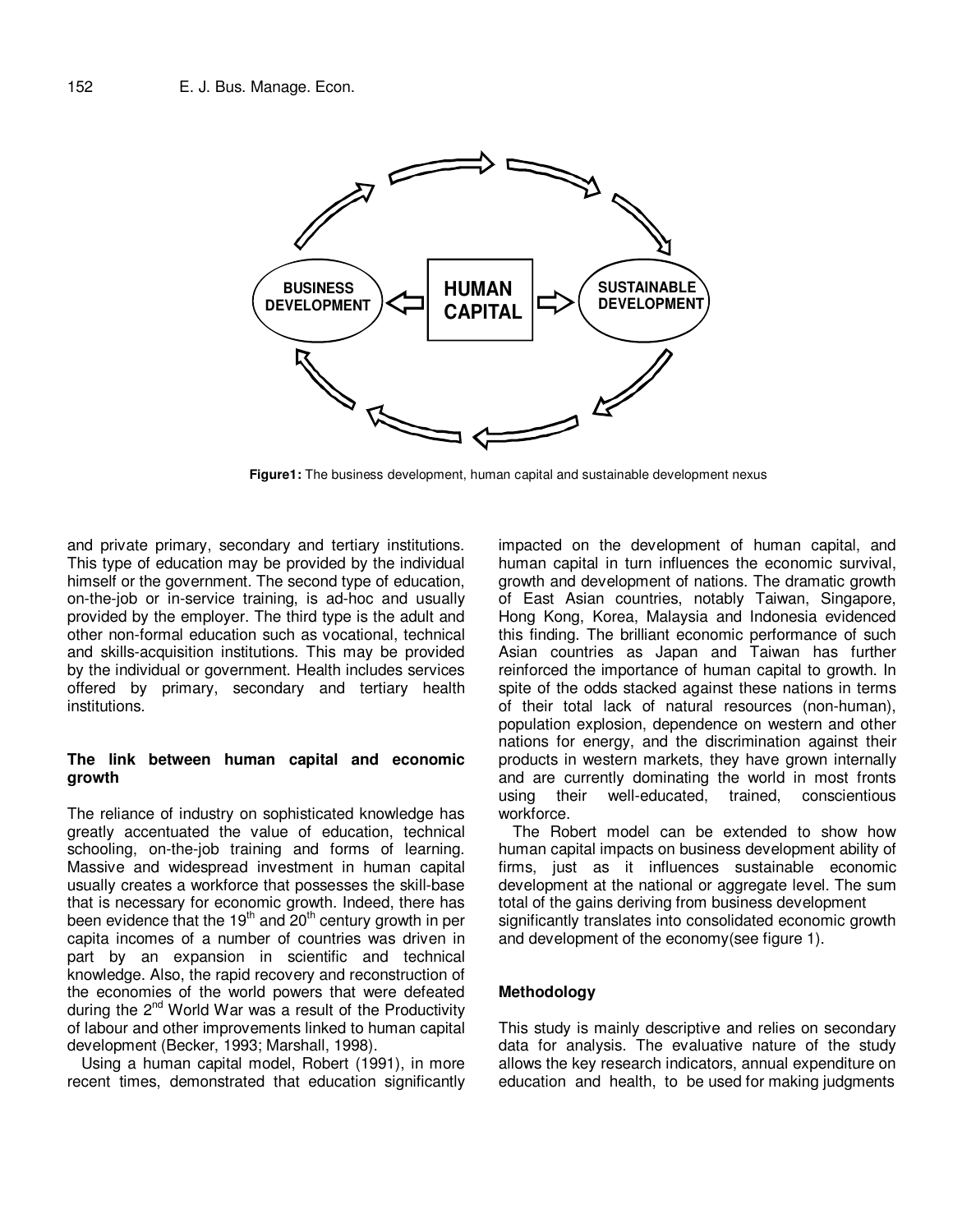**Figure1:** The business development, human capital and sustainable development nexus

and private primary, secondary and tertiary institutions. This type of education may be provided by the individual himself or the government. The second type of education, on-the-job or in-service training, is ad-hoc and usually provided by the employer. The third type is the adult and other non-formal education such as vocational, technical and skills-acquisition institutions. This may be provided by the individual or government. Health includes services offered by primary, secondary and tertiary health institutions.

### The link between human capital and economic growth

The reliance of industry on sophisticated knowledge has greatly accentuated the value of education, technical schooling, on-the-job training and forms of learning. Massive and widespread investment in human capital usually creates a workforce that possesses the skill-base that is necessary for economic growth. Indeed, there has been evidence that the 19th and 20th century growth in per capita incomes of a number of countries was driven in part by an expansion in scientific and technical knowledge. Also, the rapid recovery and reconstruction of the economies of the world powers that were defeated during the 2nd World War was a result of the Productivity of labour and other improvements linked to human capital development (Becker, 1993; Marshall, 1998).

Using a human capital model, Robert (1991), in more recent times, demonstrated that education significantly impacted on the development of human capital, and human capital in turn influences the economic survival, growth and development of nations. The dramatic growth of East Asian countries, notably Taiwan, Singapore, Hong Kong, Korea, Malaysia and Indonesia evidenced this finding. The brilliant economic performance of such Asian countries as Japan and Taiwan has further reinforced the importance of human capital to growth. In spite of the odds stacked against these nations in terms of their total lack of natural resources (non-human), population explosion, dependence on western and other nations for energy, and the discrimination against their products in western markets, they have grown internally and are currently dominating the world in most fronts using their well-educated, trained, conscientious workforce.

The Robert model can be extended to show how human capital impacts on business development ability of firms, just as it influences sustainable economic development at the national or aggregate level. The sum total of the gains deriving from business development significantly translates into consolidated economic growth and development of the economy(see figure 1).

### Methodology

This study is mainly descriptive and relies on secondary data for analysis. The evaluative nature of the study allows the key research indicators, annual expenditure on education and health, to be used for making judgments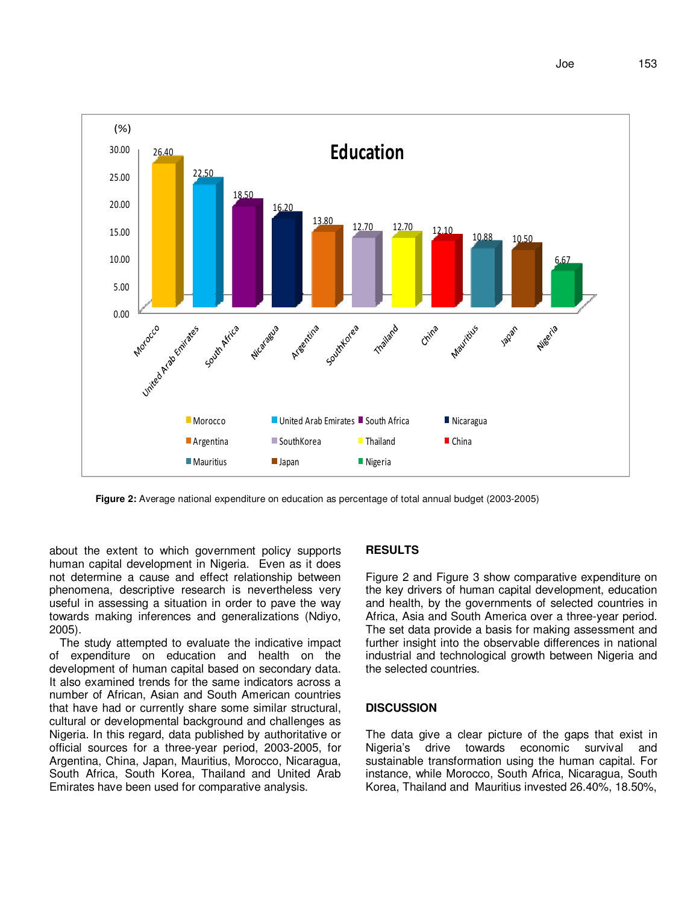Figure 2: Average national expenditure on education as percentage of total annual budget (2003-2005)

about the extent to which government policy supports human capital development in Nigeria. Even as it does not determine a cause and effect relationship between phenomena, descriptive research is nevertheless very useful in assessing a situation in order to pave the way towards making inferences and generalizations (Ndiyo, 2005).

The study attempted to evaluate the indicative impact of expenditure on education and health on the development of human capital based on secondary data. It also examined trends for the same indicators across a number of African, Asian and South American countries that have had or currently share some similar structural, cultural or developmental background and challenges as Nigeria. In this regard, data published by authoritative or official sources for a three-year period, 2003-2005, for Argentina, China, Japan, Mauritius, Morocco, Nicaragua, South Africa, South Korea, Thailand and United Arab Emirates have been used for comparative analysis.

## RESULTS

Figure 2 and Figure 3 show comparative expenditure on the key drivers of human capital development, education and health, by the governments of selected countries in Africa, Asia and South America over a three-year period. The set data provide a basis for making assessment and further insight into the observable differences in national industrial and technological growth between Nigeria and the selected countries.

## DISCUSSION

The data give a clear picture of the gaps that exist in Nigeria's drive towards economic survival and sustainable transformation using the human capital. For instance, while Morocco, South Africa, Nicaragua, South Korea, Thailand and Mauritius invested 26.40%, 18.50%,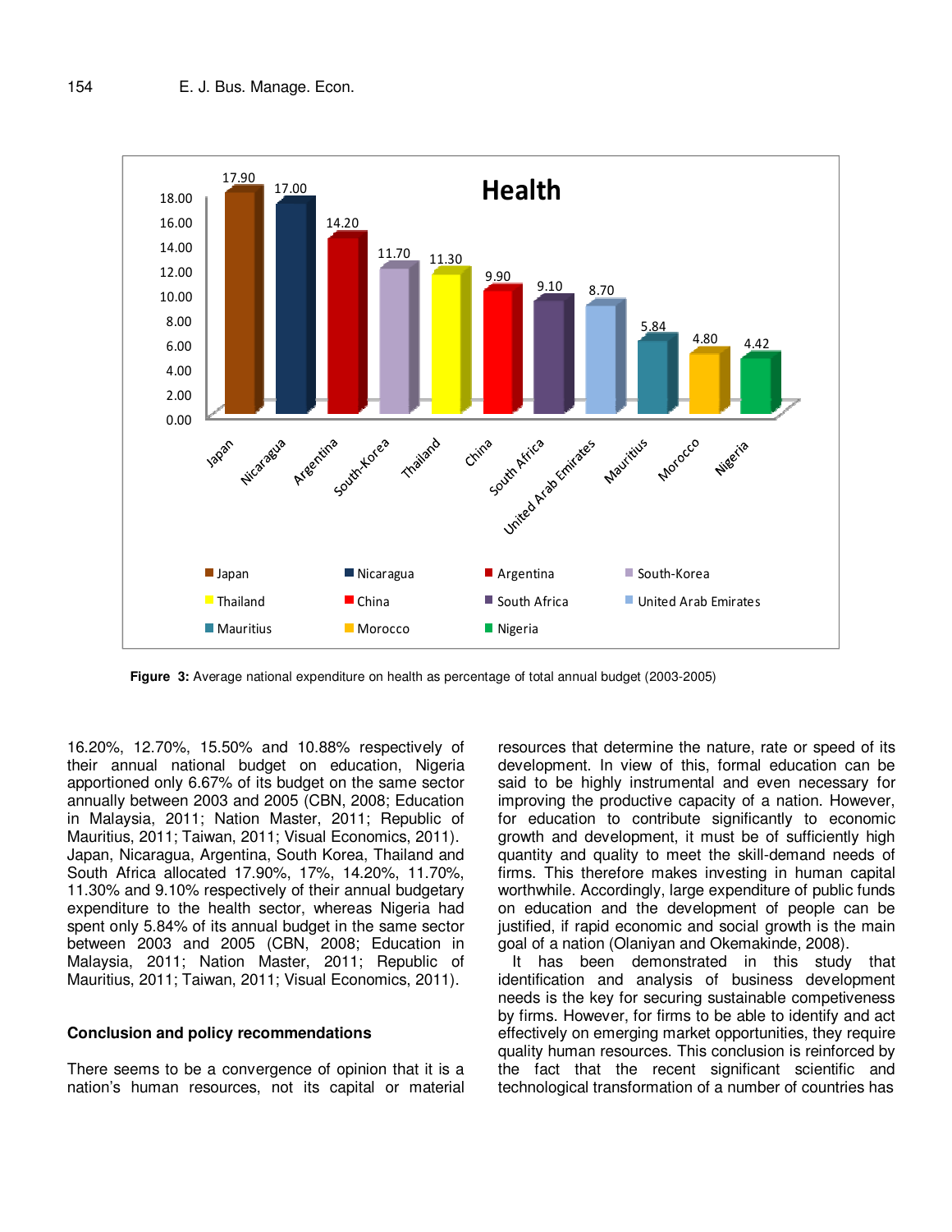**Figure 3:** Average national expenditure on health as percentage of total annual budget (2003-2005)

16.20%, 12.70%, 15.50% and 10.88% respectively of their annual national budget on education, Nigeria apportioned only 6.67% of its budget on the same sector annually between 2003 and 2005 (CBN, 2008; Education in Malaysia, 2011; Nation Master, 2011; Republic of Mauritius, 2011; Taiwan, 2011; Visual Economics, 2011). Japan, Nicaragua, Argentina, South Korea, Thailand and South Africa allocated 17.90%, 17%, 14.20%, 11.70%, 11.30% and 9.10% respectively of their annual budgetary expenditure to the health sector, whereas Nigeria had spent only 5.84% of its annual budget in the same sector between 2003 and 2005 (CBN, 2008; Education in Malaysia, 2011; Nation Master, 2011; Republic of Mauritius, 2011; Taiwan, 2011; Visual Economics, 2011).

## Conclusion and policy recommendations

There seems to be a convergence of opinion that it is a nation's human resources, not its capital or material resources that determine the nature, rate or speed of its development. In view of this, formal education can be said to be highly instrumental and even necessary for improving the productive capacity of a nation. However, for education to contribute significantly to economic growth and development, it must be of sufficiently high quantity and quality to meet the skill-demand needs of firms. This therefore makes investing in human capital worthwhile. Accordingly, large expenditure of public funds on education and the development of people can be justified, if rapid economic and social growth is the main goal of a nation (Olaniyan and Okemakinde, 2008).

It has been demonstrated in this study that identification and analysis of business development needs is the key for securing sustainable competiveness by firms. However, for firms to be able to identify and act effectively on emerging market opportunities, they require quality human resources. This conclusion is reinforced by the fact that the recent significant scientific and technological transformation of a number of countries has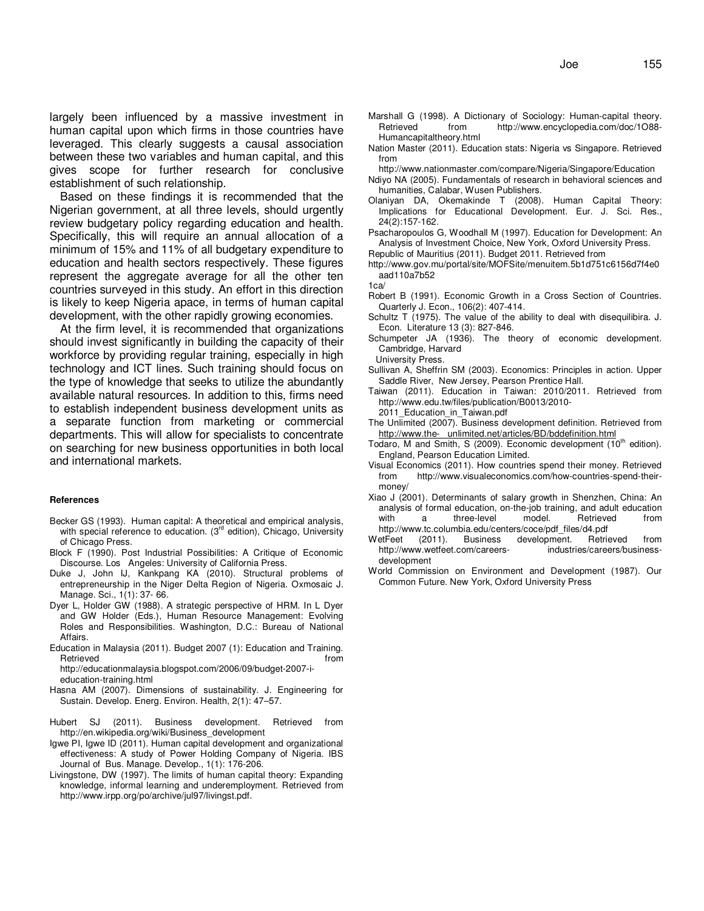largely been influenced by a massive investment in human capital upon which firms in those countries have leveraged. This clearly suggests a causal association between these two variables and human capital, and this gives scope for further research for conclusive establishment of such relationship.

Based on these findings it is recommended that the Nigerian government, at all three levels, should urgently review budgetary policy regarding education and health. Specifically, this will require an annual allocation of a minimum of 15% and 11% of all budgetary expenditure to education and health sectors respectively. These figures represent the aggregate average for all the other ten countries surveyed in this study. An effort in this direction is likely to keep Nigeria apace, in terms of human capital development, with the other rapidly growing economies.

At the firm level, it is recommended that organizations should invest significantly in building the capacity of their workforce by providing regular training, especially in high technology and ICT lines. Such training should focus on the type of knowledge that seeks to utilize the abundantly available natural resources. In addition to this, firms need to establish independent business development units as a separate function from marketing or commercial departments. This will allow for specialists to concentrate on searching for new business opportunities in both local and international markets.

#### References

Becker GS (1993). Human capital: A theoretical and empirical analysis, with special reference to education. (3rd edition), Chicago, University of Chicago Press.

Block F (1990). Post Industrial Possibilities: A Critique of Economic Discourse. Los Angeles: University of California Press.

Duke J, John IJ, Kankpang KA (2010). Structural problems of entrepreneurship in the Niger Delta Region of Nigeria. Oxmosaic J. Manage. Sci., 1(1): 37- 66.

Dyer L, Holder GW (1988). A strategic perspective of HRM. In L Dyer and GW Holder (Eds.), Human Resource Management: Evolving Roles and Responsibilities. Washington, D.C.: Bureau of National Affairs.

Education in Malaysia (2011). Budget 2007 (1): Education and Training. Retrieved from http://educationmalaysia.blogspot.com/2006/09/budget-2007-i-education-training.html

Hasna AM (2007). Dimensions of sustainability. J. Engineering for Sustain. Develop. Energ. Environ. Health, 2(1): 47–57.

Hubert SJ (2011). Business development. Retrieved from http://en.wikipedia.org/wiki/Business_development

Igwe PI, Igwe ID (2011). Human capital development and organizational effectiveness: A study of Power Holding Company of Nigeria. IBS Journal of Bus. Manage. Develop., 1(1): 176-206.

Livingstone, DW (1997). The limits of human capital theory: Expanding knowledge, informal learning and underemployment. Retrieved from http://www.irpp.org/po/archive/jul97/livingst.pdf.

Marshall G (1998). A Dictionary of Sociology: Human-capital theory. Retrieved from http://www.encyclopedia.com/doc/1O88-Humancapitaltheory.html

Nation Master (2011). Education stats: Nigeria vs Singapore. Retrieved from http://www.nationmaster.com/compare/Nigeria/Singapore/Education

Ndiyo NA (2005). Fundamentals of research in behavioral sciences and humanities, Calabar, Wusen Publishers.

Olaniyan DA, Okemakinde T (2008). Human Capital Theory: Implications for Educational Development. Eur. J. Sci. Res., 24(2):157-162.

Psacharopoulos G, Woodhall M (1997). Education for Development: An Analysis of Investment Choice, New York, Oxford University Press.

Republic of Mauritius (2011). Budget 2011. Retrieved from http://www.gov.mu/portal/site/MOFSite/menuitem.5b1d751c6156d7f4e0aad110a7b52 1ca/

Robert B (1991). Economic Growth in a Cross Section of Countries. Quarterly J. Econ., 106(2): 407-414.

Schultz T (1975). The value of the ability to deal with disequilibira. J. Econ. Literature 13 (3): 827-846.

Schumpeter JA (1936). The theory of economic development. Cambridge, Harvard University Press.

Sullivan A, Sheffrin SM (2003). Economics: Principles in action. Upper Saddle River, New Jersey, Pearson Prentice Hall.

Taiwan (2011). Education in Taiwan: 2010/2011. Retrieved from http://www.edu.tw/files/publication/B0013/2010-2011_Education_in_Taiwan.pdf

The Unlimited (2007). Business development definition. Retrieved from http://www.the- unlimited.net/articles/BD/bddefinition.html

Todaro, M and Smith, S (2009). Economic development (10th edition). England, Pearson Education Limited.

Visual Economics (2011). How countries spend their money. Retrieved from http://www.visualeconomics.com/how-countries-spend-their-money/

Xiao J (2001). Determinants of salary growth in Shenzhen, China: An analysis of formal education, on-the-job training, and adult education with a three-level model. Retrieved from http://www.tc.columbia.edu/centers/coce/pdf_files/d4.pdf

WetFeet (2011). Business development. Retrieved from http://www.wetfeet.com/careers- industries/careers/business-development

World Commission on Environment and Development (1987). Our Common Future. New York, Oxford University Press